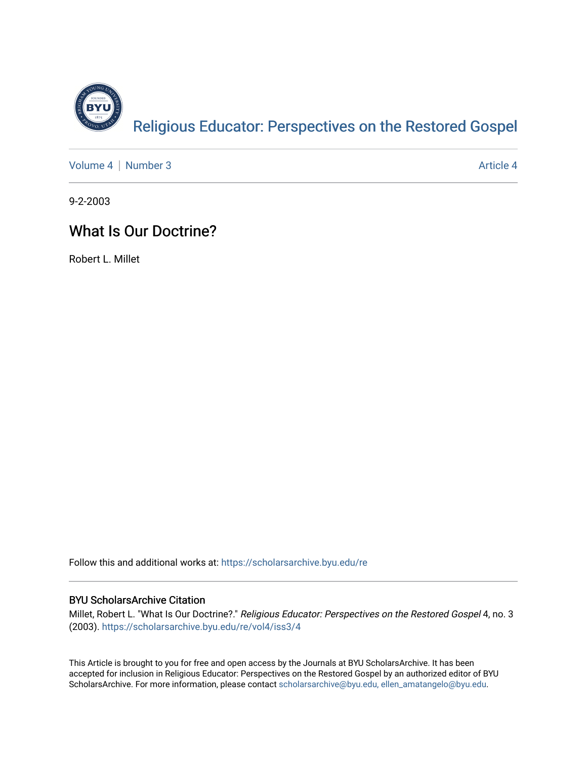[Religious Educator: Perspectives on the Restored Gospel](https://scholarsarchive.byu.edu/re)

Volume 4 | Number 3 | Article 4

9-2-2003

# What Is Our Doctrine?

Robert L. Millet

Follow this and additional works at: https://scholarsarchive.byu.edu/re

## BYU ScholarsArchive Citation

Millet, Robert L. "What Is Our Doctrine?." *Religious Educator: Perspectives on the Restored Gospel* 4, no. 3 (2003). https://scholarsarchive.byu.edu/re/vol4/iss3/4

This Article is brought to you for free and open access by the Journals at BYU ScholarsArchive. It has been accepted for inclusion in Religious Educator: Perspectives on the Restored Gospel by an authorized editor of BYU ScholarsArchive. For more information, please contact scholarsarchive@byu.edu, ellen_amatangelo@byu.edu.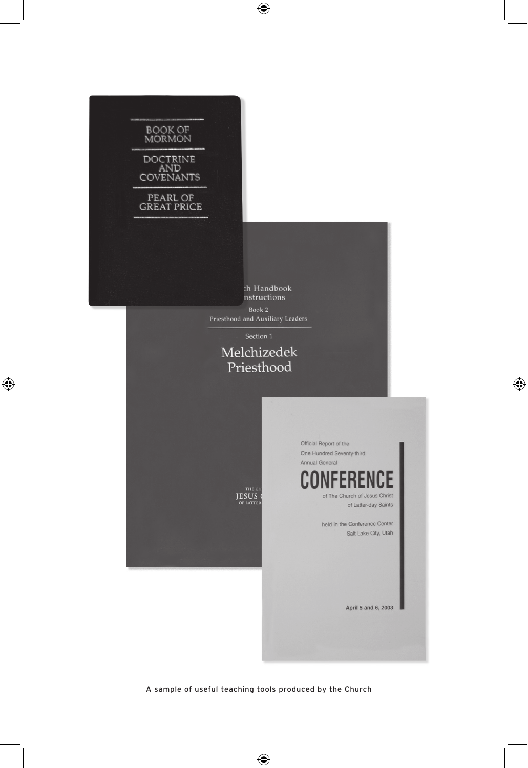A sample of useful teaching tools produced by the Church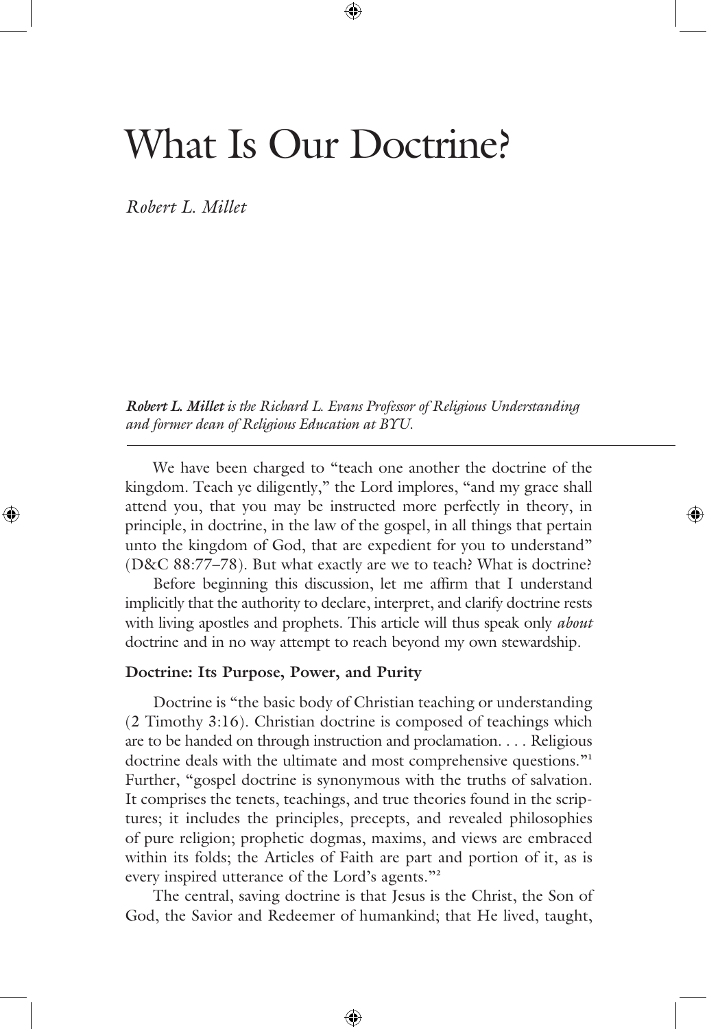# What Is Our Doctrine?

*Robert L. Millet*

***Robert L. Millet** is the Richard L. Evans Professor of Religious Understanding and former dean of Religious Education at BYU.*

---

We have been charged to "teach one another the doctrine of the kingdom. Teach ye diligently," the Lord implores, "and my grace shall attend you, that you may be instructed more perfectly in theory, in principle, in doctrine, in the law of the gospel, in all things that pertain unto the kingdom of God, that are expedient for you to understand" (D&C 88:77–78). But what exactly are we to teach? What is doctrine?

Before beginning this discussion, let me affirm that I understand implicitly that the authority to declare, interpret, and clarify doctrine rests with living apostles and prophets. This article will thus speak only *about* doctrine and in no way attempt to reach beyond my own stewardship.

**Doctrine: Its Purpose, Power, and Purity**

Doctrine is "the basic body of Christian teaching or understanding (2 Timothy 3:16). Christian doctrine is composed of teachings which are to be handed on through instruction and proclamation. . . . Religious doctrine deals with the ultimate and most comprehensive questions."[1] Further, "gospel doctrine is synonymous with the truths of salvation. It comprises the tenets, teachings, and true theories found in the scriptures; it includes the principles, precepts, and revealed philosophies of pure religion; prophetic dogmas, maxims, and views are embraced within its folds; the Articles of Faith are part and portion of it, as is every inspired utterance of the Lord's agents."[2]

The central, saving doctrine is that Jesus is the Christ, the Son of God, the Savior and Redeemer of humankind; that He lived, taught,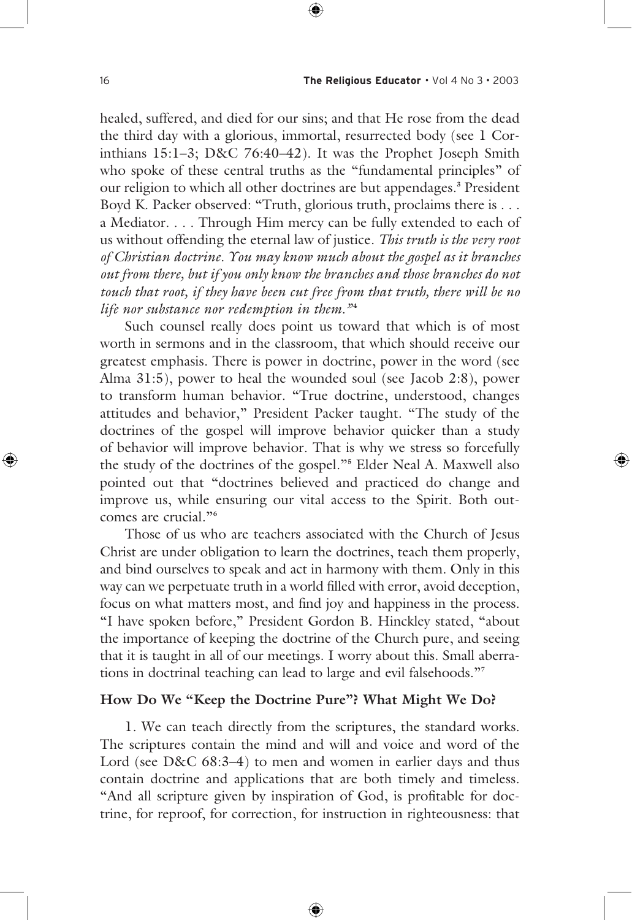healed, suffered, and died for our sins; and that He rose from the dead the third day with a glorious, immortal, resurrected body (see 1 Corinthians 15:1–3; D&C 76:40–42). It was the Prophet Joseph Smith who spoke of these central truths as the "fundamental principles" of our religion to which all other doctrines are but appendages.[3] President Boyd K. Packer observed: "Truth, glorious truth, proclaims there is . . . a Mediator. . . . Through Him mercy can be fully extended to each of us without offending the eternal law of justice. *This truth is the very root of Christian doctrine. You may know much about the gospel as it branches out from there, but if you only know the branches and those branches do not touch that root, if they have been cut free from that truth, there will be no life nor substance nor redemption in them.*"[4]

Such counsel really does point us toward that which is of most worth in sermons and in the classroom, that which should receive our greatest emphasis. There is power in doctrine, power in the word (see Alma 31:5), power to heal the wounded soul (see Jacob 2:8), power to transform human behavior. "True doctrine, understood, changes attitudes and behavior," President Packer taught. "The study of the doctrines of the gospel will improve behavior quicker than a study of behavior will improve behavior. That is why we stress so forcefully the study of the doctrines of the gospel."[5] Elder Neal A. Maxwell also pointed out that "doctrines believed and practiced do change and improve us, while ensuring our vital access to the Spirit. Both outcomes are crucial."[6]

Those of us who are teachers associated with the Church of Jesus Christ are under obligation to learn the doctrines, teach them properly, and bind ourselves to speak and act in harmony with them. Only in this way can we perpetuate truth in a world filled with error, avoid deception, focus on what matters most, and find joy and happiness in the process. "I have spoken before," President Gordon B. Hinckley stated, "about the importance of keeping the doctrine of the Church pure, and seeing that it is taught in all of our meetings. I worry about this. Small aberrations in doctrinal teaching can lead to large and evil falsehoods."[7]

### How Do We "Keep the Doctrine Pure"? What Might We Do?

1. We can teach directly from the scriptures, the standard works. The scriptures contain the mind and will and voice and word of the Lord (see D&C 68:3–4) to men and women in earlier days and thus contain doctrine and applications that are both timely and timeless. "And all scripture given by inspiration of God, is profitable for doctrine, for reproof, for correction, for instruction in righteousness: that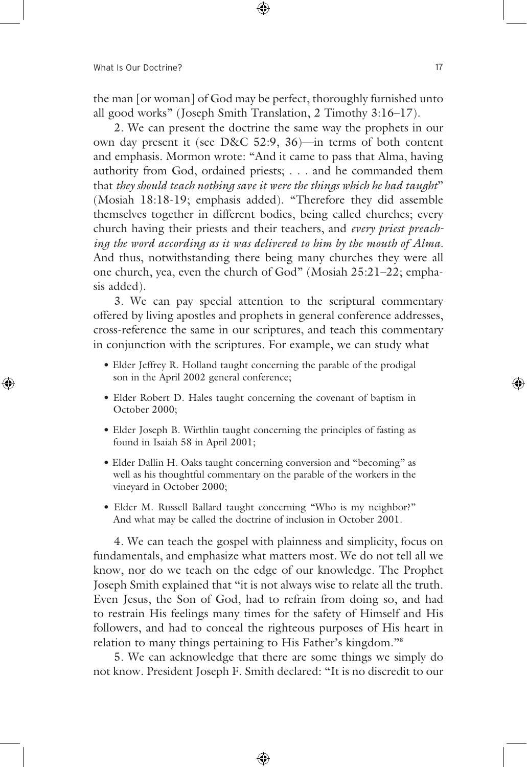the man [or woman] of God may be perfect, thoroughly furnished unto all good works" (Joseph Smith Translation, 2 Timothy 3:16–17).

2. We can present the doctrine the same way the prophets in our own day present it (see D&C 52:9, 36)—in terms of both content and emphasis. Mormon wrote: "And it came to pass that Alma, having authority from God, ordained priests; . . . and he commanded them that *they should teach nothing save it were the things which he had taught*" (Mosiah 18:18-19; emphasis added). "Therefore they did assemble themselves together in different bodies, being called churches; every church having their priests and their teachers, and *every priest preaching the word according as it was delivered to him by the mouth of Alma*. And thus, notwithstanding there being many churches they were all one church, yea, even the church of God" (Mosiah 25:21–22; emphasis added).

3. We can pay special attention to the scriptural commentary offered by living apostles and prophets in general conference addresses, cross-reference the same in our scriptures, and teach this commentary in conjunction with the scriptures. For example, we can study what

- Elder Jeffrey R. Holland taught concerning the parable of the prodigal son in the April 2002 general conference;
- Elder Robert D. Hales taught concerning the covenant of baptism in October 2000;
- Elder Joseph B. Wirthlin taught concerning the principles of fasting as found in Isaiah 58 in April 2001;
- Elder Dallin H. Oaks taught concerning conversion and "becoming" as well as his thoughtful commentary on the parable of the workers in the vineyard in October 2000;
- Elder M. Russell Ballard taught concerning "Who is my neighbor?" And what may be called the doctrine of inclusion in October 2001.

4. We can teach the gospel with plainness and simplicity, focus on fundamentals, and emphasize what matters most. We do not tell all we know, nor do we teach on the edge of our knowledge. The Prophet Joseph Smith explained that "it is not always wise to relate all the truth. Even Jesus, the Son of God, had to refrain from doing so, and had to restrain His feelings many times for the safety of Himself and His followers, and had to conceal the righteous purposes of His heart in relation to many things pertaining to His Father's kingdom."[8]

5. We can acknowledge that there are some things we simply do not know. President Joseph F. Smith declared: "It is no discredit to our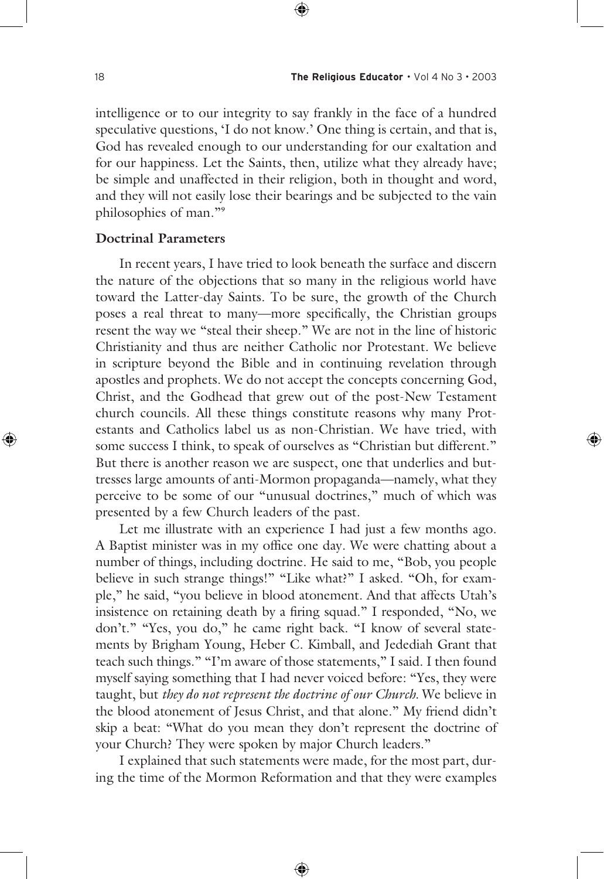intelligence or to our integrity to say frankly in the face of a hundred speculative questions, 'I do not know.' One thing is certain, and that is, God has revealed enough to our understanding for our exaltation and for our happiness. Let the Saints, then, utilize what they already have; be simple and unaffected in their religion, both in thought and word, and they will not easily lose their bearings and be subjected to the vain philosophies of man."[9]

**Doctrinal Parameters**

In recent years, I have tried to look beneath the surface and discern the nature of the objections that so many in the religious world have toward the Latter-day Saints. To be sure, the growth of the Church poses a real threat to many—more specifically, the Christian groups resent the way we "steal their sheep." We are not in the line of historic Christianity and thus are neither Catholic nor Protestant. We believe in scripture beyond the Bible and in continuing revelation through apostles and prophets. We do not accept the concepts concerning God, Christ, and the Godhead that grew out of the post-New Testament church councils. All these things constitute reasons why many Protestants and Catholics label us as non-Christian. We have tried, with some success I think, to speak of ourselves as "Christian but different." But there is another reason we are suspect, one that underlies and buttresses large amounts of anti-Mormon propaganda—namely, what they perceive to be some of our "unusual doctrines," much of which was presented by a few Church leaders of the past.

Let me illustrate with an experience I had just a few months ago. A Baptist minister was in my office one day. We were chatting about a number of things, including doctrine. He said to me, "Bob, you people believe in such strange things!" "Like what?" I asked. "Oh, for example," he said, "you believe in blood atonement. And that affects Utah's insistence on retaining death by a firing squad." I responded, "No, we don't." "Yes, you do," he came right back. "I know of several statements by Brigham Young, Heber C. Kimball, and Jedediah Grant that teach such things." "I'm aware of those statements," I said. I then found myself saying something that I had never voiced before: "Yes, they were taught, but *they do not represent the doctrine of our Church*. We believe in the blood atonement of Jesus Christ, and that alone." My friend didn't skip a beat: "What do you mean they don't represent the doctrine of your Church? They were spoken by major Church leaders."

I explained that such statements were made, for the most part, during the time of the Mormon Reformation and that they were examples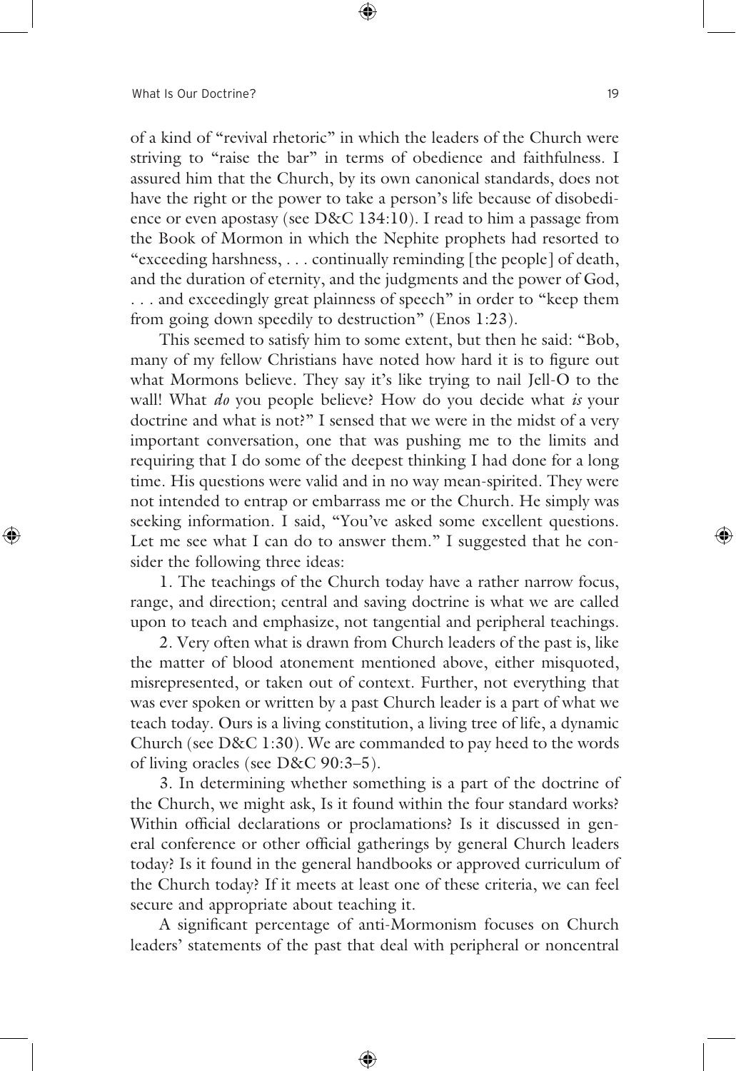of a kind of "revival rhetoric" in which the leaders of the Church were striving to "raise the bar" in terms of obedience and faithfulness. I assured him that the Church, by its own canonical standards, does not have the right or the power to take a person's life because of disobedience or even apostasy (see D&C 134:10). I read to him a passage from the Book of Mormon in which the Nephite prophets had resorted to "exceeding harshness, . . . continually reminding [the people] of death, and the duration of eternity, and the judgments and the power of God, . . . and exceedingly great plainness of speech" in order to "keep them from going down speedily to destruction" (Enos 1:23).

This seemed to satisfy him to some extent, but then he said: "Bob, many of my fellow Christians have noted how hard it is to figure out what Mormons believe. They say it's like trying to nail Jell-O to the wall! What *do* you people believe? How do you decide what *is* your doctrine and what is not?" I sensed that we were in the midst of a very important conversation, one that was pushing me to the limits and requiring that I do some of the deepest thinking I had done for a long time. His questions were valid and in no way mean-spirited. They were not intended to entrap or embarrass me or the Church. He simply was seeking information. I said, "You've asked some excellent questions. Let me see what I can do to answer them." I suggested that he consider the following three ideas:

1. The teachings of the Church today have a rather narrow focus, range, and direction; central and saving doctrine is what we are called upon to teach and emphasize, not tangential and peripheral teachings.

2. Very often what is drawn from Church leaders of the past is, like the matter of blood atonement mentioned above, either misquoted, misrepresented, or taken out of context. Further, not everything that was ever spoken or written by a past Church leader is a part of what we teach today. Ours is a living constitution, a living tree of life, a dynamic Church (see D&C 1:30). We are commanded to pay heed to the words of living oracles (see D&C 90:3–5).

3. In determining whether something is a part of the doctrine of the Church, we might ask, Is it found within the four standard works? Within official declarations or proclamations? Is it discussed in general conference or other official gatherings by general Church leaders today? Is it found in the general handbooks or approved curriculum of the Church today? If it meets at least one of these criteria, we can feel secure and appropriate about teaching it.

A significant percentage of anti-Mormonism focuses on Church leaders' statements of the past that deal with peripheral or noncentral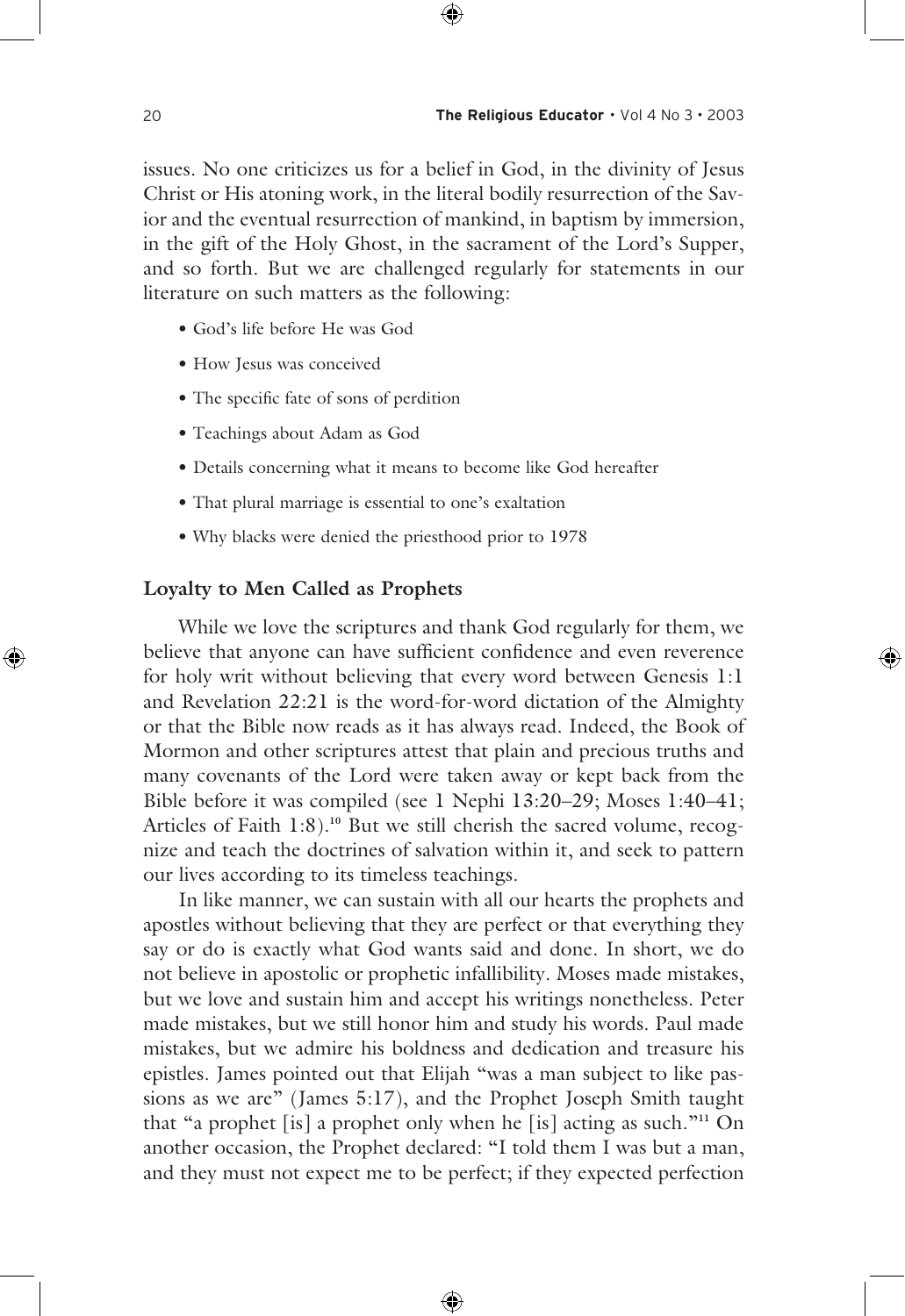issues. No one criticizes us for a belief in God, in the divinity of Jesus Christ or His atoning work, in the literal bodily resurrection of the Savior and the eventual resurrection of mankind, in baptism by immersion, in the gift of the Holy Ghost, in the sacrament of the Lord's Supper, and so forth. But we are challenged regularly for statements in our literature on such matters as the following:

- God's life before He was God
- How Jesus was conceived
- The specific fate of sons of perdition
- Teachings about Adam as God
- Details concerning what it means to become like God hereafter
- That plural marriage is essential to one's exaltation
- Why blacks were denied the priesthood prior to 1978

### Loyalty to Men Called as Prophets

While we love the scriptures and thank God regularly for them, we believe that anyone can have sufficient confidence and even reverence for holy writ without believing that every word between Genesis 1:1 and Revelation 22:21 is the word-for-word dictation of the Almighty or that the Bible now reads as it has always read. Indeed, the Book of Mormon and other scriptures attest that plain and precious truths and many covenants of the Lord were taken away or kept back from the Bible before it was compiled (see 1 Nephi 13:20–29; Moses 1:40–41; Articles of Faith 1:8).[10] But we still cherish the sacred volume, recognize and teach the doctrines of salvation within it, and seek to pattern our lives according to its timeless teachings.

In like manner, we can sustain with all our hearts the prophets and apostles without believing that they are perfect or that everything they say or do is exactly what God wants said and done. In short, we do not believe in apostolic or prophetic infallibility. Moses made mistakes, but we love and sustain him and accept his writings nonetheless. Peter made mistakes, but we still honor him and study his words. Paul made mistakes, but we admire his boldness and dedication and treasure his epistles. James pointed out that Elijah "was a man subject to like passions as we are" (James 5:17), and the Prophet Joseph Smith taught that "a prophet [is] a prophet only when he [is] acting as such."[11] On another occasion, the Prophet declared: "I told them I was but a man, and they must not expect me to be perfect; if they expected perfection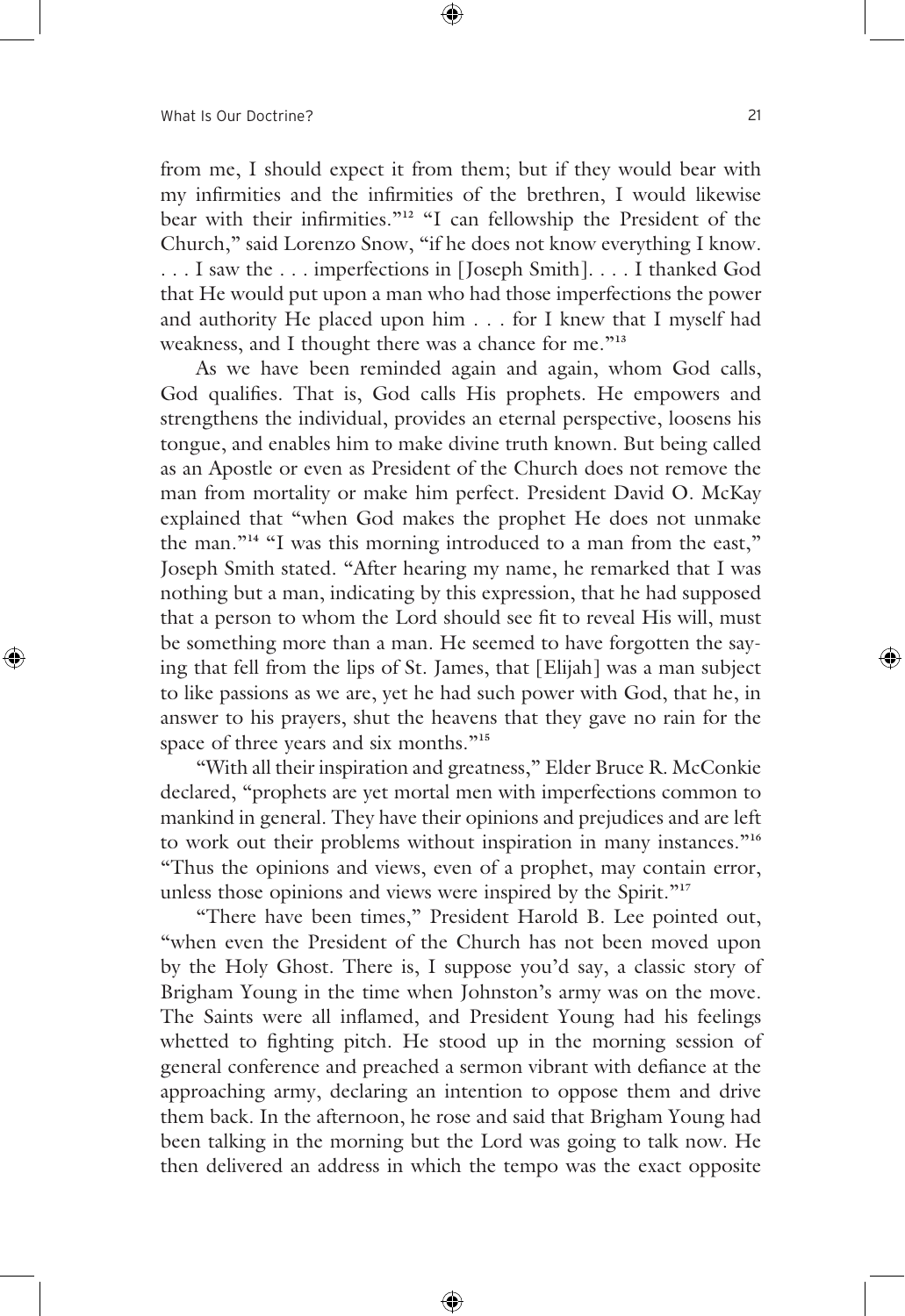from me, I should expect it from them; but if they would bear with my infirmities and the infirmities of the brethren, I would likewise bear with their infirmities."[12] "I can fellowship the President of the Church," said Lorenzo Snow, "if he does not know everything I know. . . . I saw the . . . imperfections in [Joseph Smith]. . . . I thanked God that He would put upon a man who had those imperfections the power and authority He placed upon him . . . for I knew that I myself had weakness, and I thought there was a chance for me."[13]

As we have been reminded again and again, whom God calls, God qualifies. That is, God calls His prophets. He empowers and strengthens the individual, provides an eternal perspective, loosens his tongue, and enables him to make divine truth known. But being called as an Apostle or even as President of the Church does not remove the man from mortality or make him perfect. President David O. McKay explained that "when God makes the prophet He does not unmake the man."[14] "I was this morning introduced to a man from the east," Joseph Smith stated. "After hearing my name, he remarked that I was nothing but a man, indicating by this expression, that he had supposed that a person to whom the Lord should see fit to reveal His will, must be something more than a man. He seemed to have forgotten the saying that fell from the lips of St. James, that [Elijah] was a man subject to like passions as we are, yet he had such power with God, that he, in answer to his prayers, shut the heavens that they gave no rain for the space of three years and six months."[15]

"With all their inspiration and greatness," Elder Bruce R. McConkie declared, "prophets are yet mortal men with imperfections common to mankind in general. They have their opinions and prejudices and are left to work out their problems without inspiration in many instances."[16] "Thus the opinions and views, even of a prophet, may contain error, unless those opinions and views were inspired by the Spirit."[17]

"There have been times," President Harold B. Lee pointed out, "when even the President of the Church has not been moved upon by the Holy Ghost. There is, I suppose you'd say, a classic story of Brigham Young in the time when Johnston's army was on the move. The Saints were all inflamed, and President Young had his feelings whetted to fighting pitch. He stood up in the morning session of general conference and preached a sermon vibrant with defiance at the approaching army, declaring an intention to oppose them and drive them back. In the afternoon, he rose and said that Brigham Young had been talking in the morning but the Lord was going to talk now. He then delivered an address in which the tempo was the exact opposite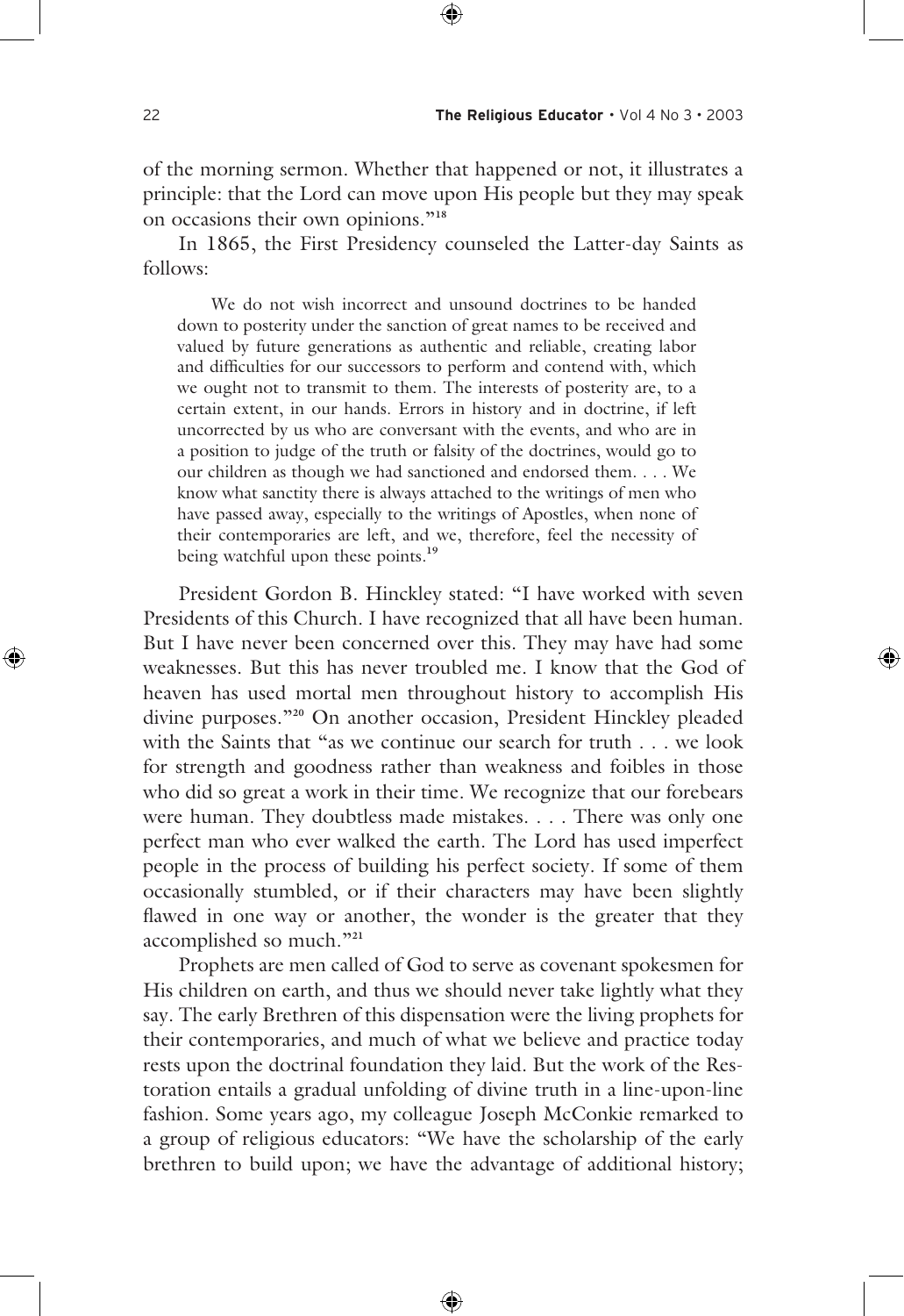of the morning sermon. Whether that happened or not, it illustrates a principle: that the Lord can move upon His people but they may speak on occasions their own opinions."[18]

In 1865, the First Presidency counseled the Latter-day Saints as follows:

> We do not wish incorrect and unsound doctrines to be handed down to posterity under the sanction of great names to be received and valued by future generations as authentic and reliable, creating labor and difficulties for our successors to perform and contend with, which we ought not to transmit to them. The interests of posterity are, to a certain extent, in our hands. Errors in history and in doctrine, if left uncorrected by us who are conversant with the events, and who are in a position to judge of the truth or falsity of the doctrines, would go to our children as though we had sanctioned and endorsed them. . . . We know what sanctity there is always attached to the writings of men who have passed away, especially to the writings of Apostles, when none of their contemporaries are left, and we, therefore, feel the necessity of being watchful upon these points.[19]

President Gordon B. Hinckley stated: "I have worked with seven Presidents of this Church. I have recognized that all have been human. But I have never been concerned over this. They may have had some weaknesses. But this has never troubled me. I know that the God of heaven has used mortal men throughout history to accomplish His divine purposes."[20] On another occasion, President Hinckley pleaded with the Saints that "as we continue our search for truth . . . we look for strength and goodness rather than weakness and foibles in those who did so great a work in their time. We recognize that our forebears were human. They doubtless made mistakes. . . . There was only one perfect man who ever walked the earth. The Lord has used imperfect people in the process of building his perfect society. If some of them occasionally stumbled, or if their characters may have been slightly flawed in one way or another, the wonder is the greater that they accomplished so much."[21]

Prophets are men called of God to serve as covenant spokesmen for His children on earth, and thus we should never take lightly what they say. The early Brethren of this dispensation were the living prophets for their contemporaries, and much of what we believe and practice today rests upon the doctrinal foundation they laid. But the work of the Restoration entails a gradual unfolding of divine truth in a line-upon-line fashion. Some years ago, my colleague Joseph McConkie remarked to a group of religious educators: "We have the scholarship of the early brethren to build upon; we have the advantage of additional history;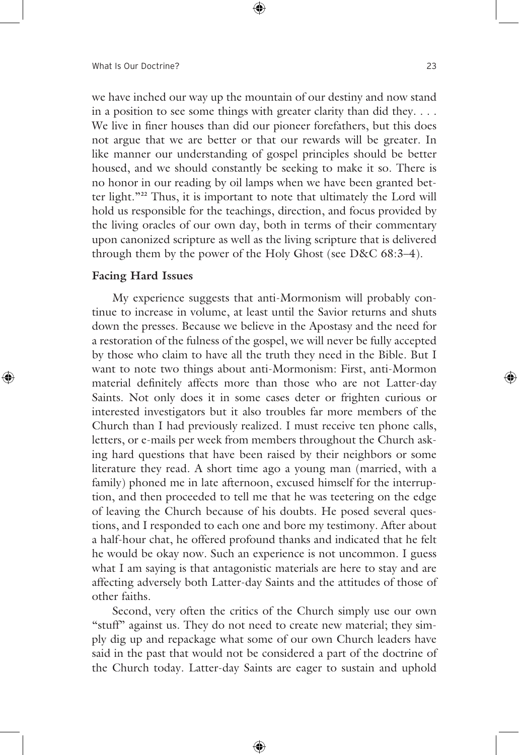we have inched our way up the mountain of our destiny and now stand in a position to see some things with greater clarity than did they. . . . We live in finer houses than did our pioneer forefathers, but this does not argue that we are better or that our rewards will be greater. In like manner our understanding of gospel principles should be better housed, and we should constantly be seeking to make it so. There is no honor in our reading by oil lamps when we have been granted better light."[22] Thus, it is important to note that ultimately the Lord will hold us responsible for the teachings, direction, and focus provided by the living oracles of our own day, both in terms of their commentary upon canonized scripture as well as the living scripture that is delivered through them by the power of the Holy Ghost (see D&C 68:3–4).

## Facing Hard Issues

My experience suggests that anti-Mormonism will probably continue to increase in volume, at least until the Savior returns and shuts down the presses. Because we believe in the Apostasy and the need for a restoration of the fulness of the gospel, we will never be fully accepted by those who claim to have all the truth they need in the Bible. But I want to note two things about anti-Mormonism: First, anti-Mormon material definitely affects more than those who are not Latter-day Saints. Not only does it in some cases deter or frighten curious or interested investigators but it also troubles far more members of the Church than I had previously realized. I must receive ten phone calls, letters, or e-mails per week from members throughout the Church asking hard questions that have been raised by their neighbors or some literature they read. A short time ago a young man (married, with a family) phoned me in late afternoon, excused himself for the interruption, and then proceeded to tell me that he was teetering on the edge of leaving the Church because of his doubts. He posed several questions, and I responded to each one and bore my testimony. After about a half-hour chat, he offered profound thanks and indicated that he felt he would be okay now. Such an experience is not uncommon. I guess what I am saying is that antagonistic materials are here to stay and are affecting adversely both Latter-day Saints and the attitudes of those of other faiths.

Second, very often the critics of the Church simply use our own "stuff" against us. They do not need to create new material; they simply dig up and repackage what some of our own Church leaders have said in the past that would not be considered a part of the doctrine of the Church today. Latter-day Saints are eager to sustain and uphold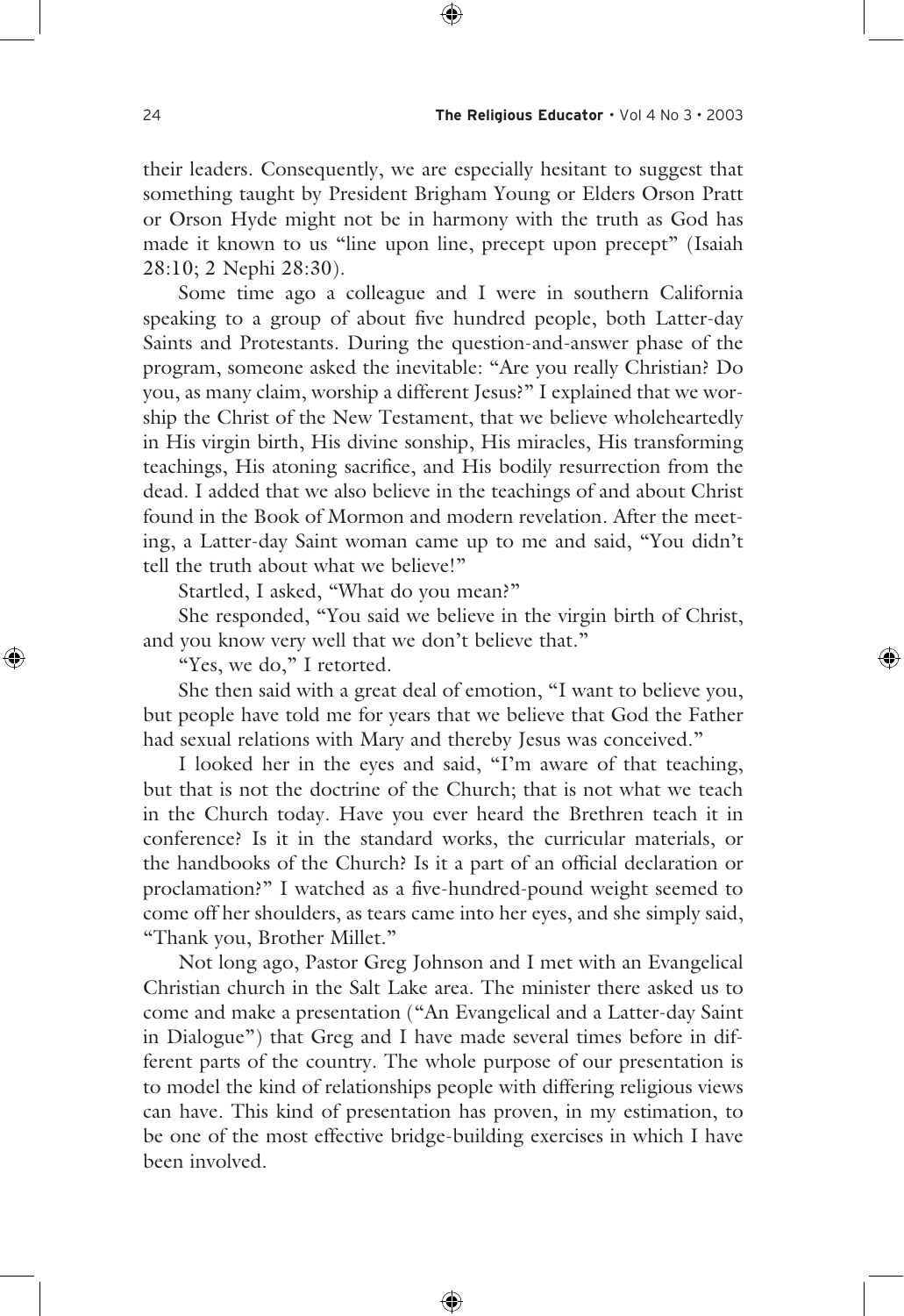their leaders. Consequently, we are especially hesitant to suggest that something taught by President Brigham Young or Elders Orson Pratt or Orson Hyde might not be in harmony with the truth as God has made it known to us "line upon line, precept upon precept" (Isaiah 28:10; 2 Nephi 28:30).

Some time ago a colleague and I were in southern California speaking to a group of about five hundred people, both Latter-day Saints and Protestants. During the question-and-answer phase of the program, someone asked the inevitable: "Are you really Christian? Do you, as many claim, worship a different Jesus?" I explained that we worship the Christ of the New Testament, that we believe wholeheartedly in His virgin birth, His divine sonship, His miracles, His transforming teachings, His atoning sacrifice, and His bodily resurrection from the dead. I added that we also believe in the teachings of and about Christ found in the Book of Mormon and modern revelation. After the meeting, a Latter-day Saint woman came up to me and said, "You didn't tell the truth about what we believe!"

Startled, I asked, "What do you mean?"

She responded, "You said we believe in the virgin birth of Christ, and you know very well that we don't believe that."

"Yes, we do," I retorted.

She then said with a great deal of emotion, "I want to believe you, but people have told me for years that we believe that God the Father had sexual relations with Mary and thereby Jesus was conceived."

I looked her in the eyes and said, "I'm aware of that teaching, but that is not the doctrine of the Church; that is not what we teach in the Church today. Have you ever heard the Brethren teach it in conference? Is it in the standard works, the curricular materials, or the handbooks of the Church? Is it a part of an official declaration or proclamation?" I watched as a five-hundred-pound weight seemed to come off her shoulders, as tears came into her eyes, and she simply said, "Thank you, Brother Millet."

Not long ago, Pastor Greg Johnson and I met with an Evangelical Christian church in the Salt Lake area. The minister there asked us to come and make a presentation ("An Evangelical and a Latter-day Saint in Dialogue") that Greg and I have made several times before in different parts of the country. The whole purpose of our presentation is to model the kind of relationships people with differing religious views can have. This kind of presentation has proven, in my estimation, to be one of the most effective bridge-building exercises in which I have been involved.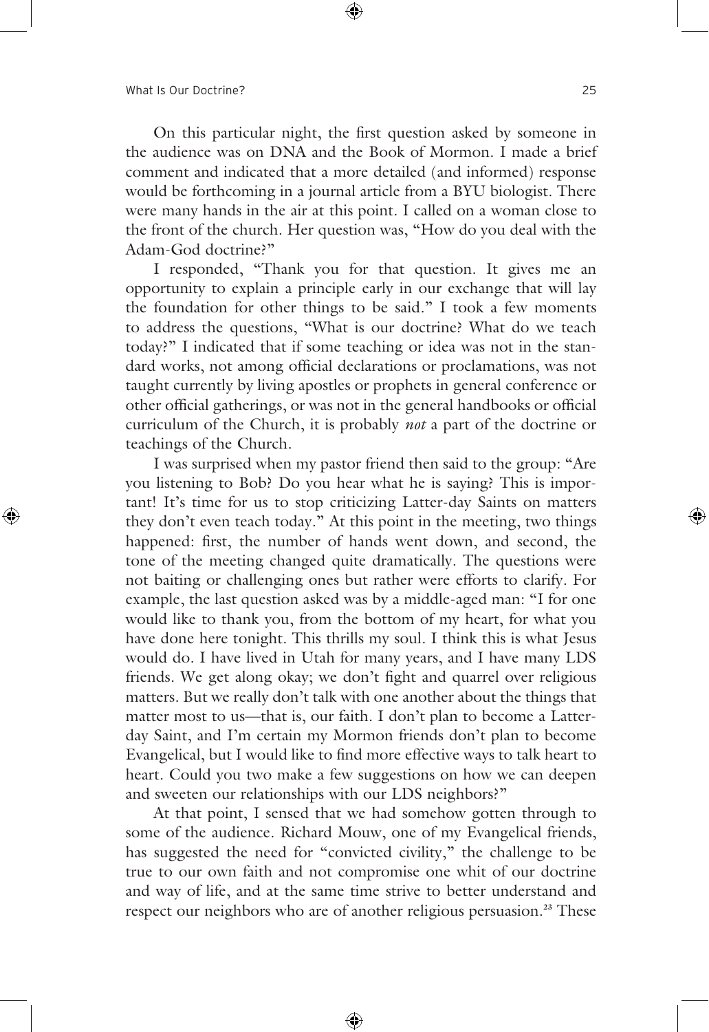On this particular night, the first question asked by someone in the audience was on DNA and the Book of Mormon. I made a brief comment and indicated that a more detailed (and informed) response would be forthcoming in a journal article from a BYU biologist. There were many hands in the air at this point. I called on a woman close to the front of the church. Her question was, "How do you deal with the Adam-God doctrine?"

I responded, "Thank you for that question. It gives me an opportunity to explain a principle early in our exchange that will lay the foundation for other things to be said." I took a few moments to address the questions, "What is our doctrine? What do we teach today?" I indicated that if some teaching or idea was not in the standard works, not among official declarations or proclamations, was not taught currently by living apostles or prophets in general conference or other official gatherings, or was not in the general handbooks or official curriculum of the Church, it is probably *not* a part of the doctrine or teachings of the Church.

I was surprised when my pastor friend then said to the group: "Are you listening to Bob? Do you hear what he is saying? This is important! It's time for us to stop criticizing Latter-day Saints on matters they don't even teach today." At this point in the meeting, two things happened: first, the number of hands went down, and second, the tone of the meeting changed quite dramatically. The questions were not baiting or challenging ones but rather were efforts to clarify. For example, the last question asked was by a middle-aged man: "I for one would like to thank you, from the bottom of my heart, for what you have done here tonight. This thrills my soul. I think this is what Jesus would do. I have lived in Utah for many years, and I have many LDS friends. We get along okay; we don't fight and quarrel over religious matters. But we really don't talk with one another about the things that matter most to us—that is, our faith. I don't plan to become a Latter-day Saint, and I'm certain my Mormon friends don't plan to become Evangelical, but I would like to find more effective ways to talk heart to heart. Could you two make a few suggestions on how we can deepen and sweeten our relationships with our LDS neighbors?"

At that point, I sensed that we had somehow gotten through to some of the audience. Richard Mouw, one of my Evangelical friends, has suggested the need for "convicted civility," the challenge to be true to our own faith and not compromise one whit of our doctrine and way of life, and at the same time strive to better understand and respect our neighbors who are of another religious persuasion.[23] These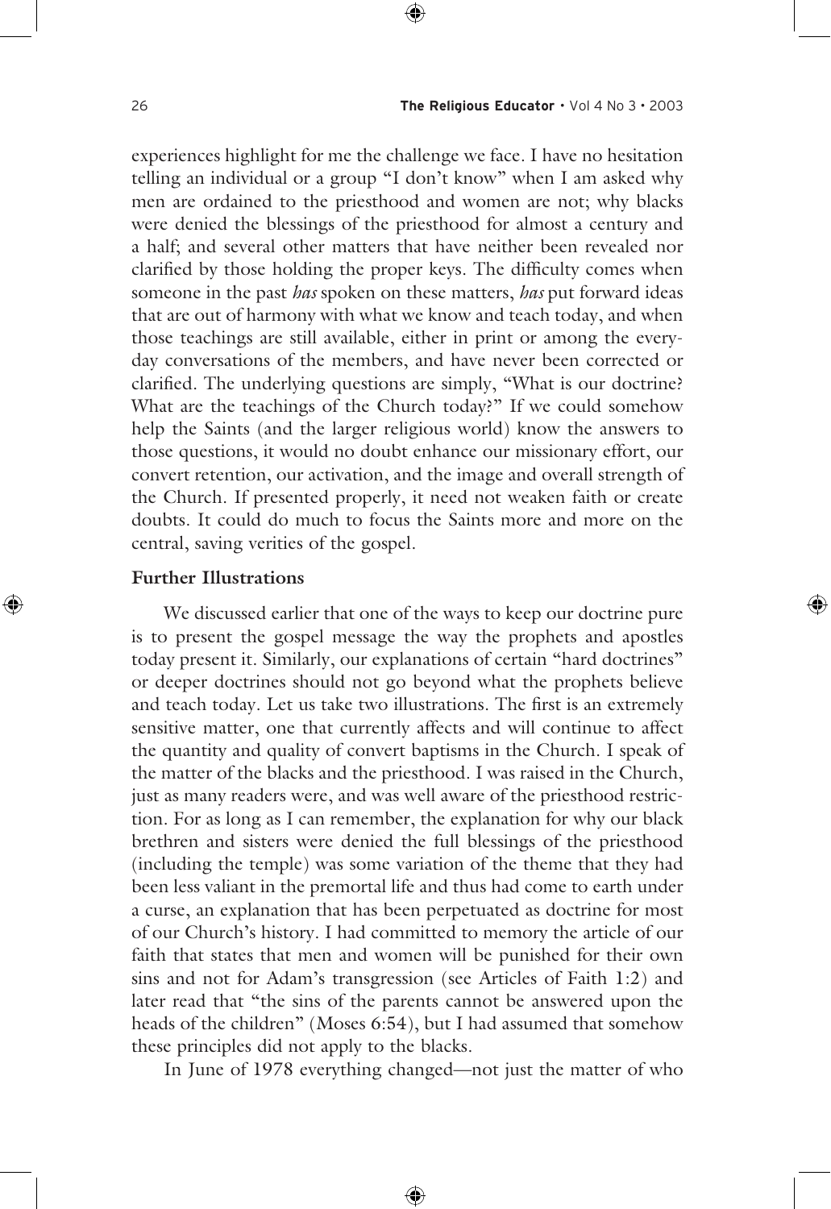experiences highlight for me the challenge we face. I have no hesitation telling an individual or a group "I don't know" when I am asked why men are ordained to the priesthood and women are not; why blacks were denied the blessings of the priesthood for almost a century and a half; and several other matters that have neither been revealed nor clarified by those holding the proper keys. The difficulty comes when someone in the past *has* spoken on these matters, *has* put forward ideas that are out of harmony with what we know and teach today, and when those teachings are still available, either in print or among the everyday conversations of the members, and have never been corrected or clarified. The underlying questions are simply, "What is our doctrine? What are the teachings of the Church today?" If we could somehow help the Saints (and the larger religious world) know the answers to those questions, it would no doubt enhance our missionary effort, our convert retention, our activation, and the image and overall strength of the Church. If presented properly, it need not weaken faith or create doubts. It could do much to focus the Saints more and more on the central, saving verities of the gospel.

**Further Illustrations**

We discussed earlier that one of the ways to keep our doctrine pure is to present the gospel message the way the prophets and apostles today present it. Similarly, our explanations of certain "hard doctrines" or deeper doctrines should not go beyond what the prophets believe and teach today. Let us take two illustrations. The first is an extremely sensitive matter, one that currently affects and will continue to affect the quantity and quality of convert baptisms in the Church. I speak of the matter of the blacks and the priesthood. I was raised in the Church, just as many readers were, and was well aware of the priesthood restriction. For as long as I can remember, the explanation for why our black brethren and sisters were denied the full blessings of the priesthood (including the temple) was some variation of the theme that they had been less valiant in the premortal life and thus had come to earth under a curse, an explanation that has been perpetuated as doctrine for most of our Church's history. I had committed to memory the article of our faith that states that men and women will be punished for their own sins and not for Adam's transgression (see Articles of Faith 1:2) and later read that "the sins of the parents cannot be answered upon the heads of the children" (Moses 6:54), but I had assumed that somehow these principles did not apply to the blacks.

In June of 1978 everything changed—not just the matter of who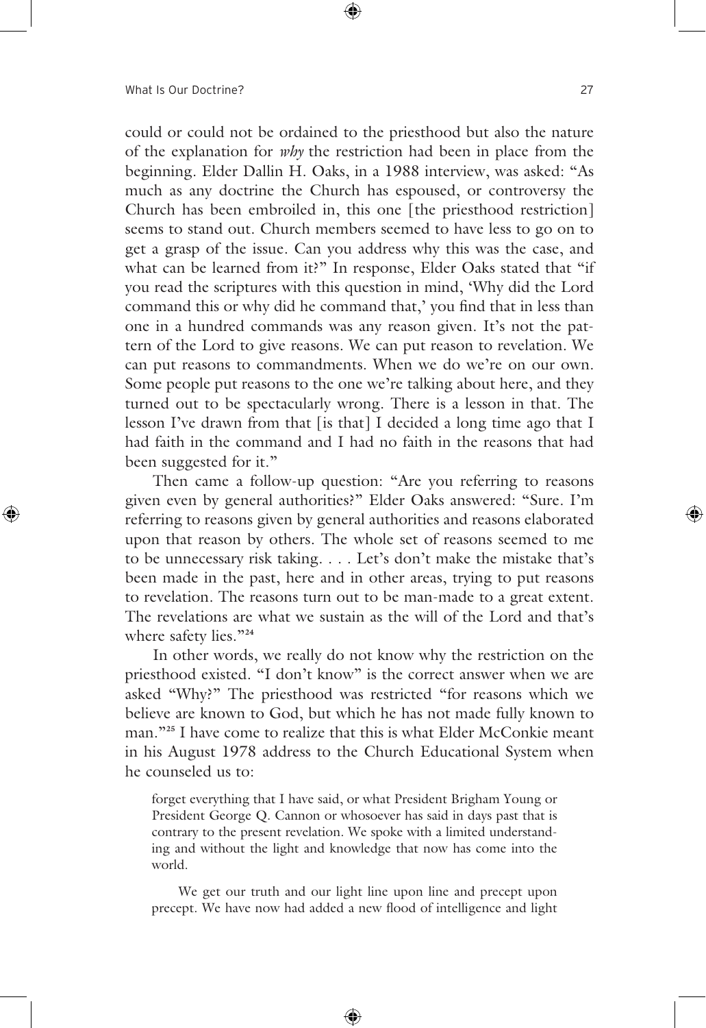could or could not be ordained to the priesthood but also the nature of the explanation for *why* the restriction had been in place from the beginning. Elder Dallin H. Oaks, in a 1988 interview, was asked: "As much as any doctrine the Church has espoused, or controversy the Church has been embroiled in, this one [the priesthood restriction] seems to stand out. Church members seemed to have less to go on to get a grasp of the issue. Can you address why this was the case, and what can be learned from it?" In response, Elder Oaks stated that "if you read the scriptures with this question in mind, 'Why did the Lord command this or why did he command that,' you find that in less than one in a hundred commands was any reason given. It's not the pattern of the Lord to give reasons. We can put reason to revelation. We can put reasons to commandments. When we do we're on our own. Some people put reasons to the one we're talking about here, and they turned out to be spectacularly wrong. There is a lesson in that. The lesson I've drawn from that [is that] I decided a long time ago that I had faith in the command and I had no faith in the reasons that had been suggested for it."

Then came a follow-up question: "Are you referring to reasons given even by general authorities?" Elder Oaks answered: "Sure. I'm referring to reasons given by general authorities and reasons elaborated upon that reason by others. The whole set of reasons seemed to me to be unnecessary risk taking. . . . Let's don't make the mistake that's been made in the past, here and in other areas, trying to put reasons to revelation. The reasons turn out to be man-made to a great extent. The revelations are what we sustain as the will of the Lord and that's where safety lies."[24]

In other words, we really do not know why the restriction on the priesthood existed. "I don't know" is the correct answer when we are asked "Why?" The priesthood was restricted "for reasons which we believe are known to God, but which he has not made fully known to man."[25] I have come to realize that this is what Elder McConkie meant in his August 1978 address to the Church Educational System when he counseled us to:

> forget everything that I have said, or what President Brigham Young or President George Q. Cannon or whosoever has said in days past that is contrary to the present revelation. We spoke with a limited understanding and without the light and knowledge that now has come into the world.
>
> We get our truth and our light line upon line and precept upon precept. We have now had added a new flood of intelligence and light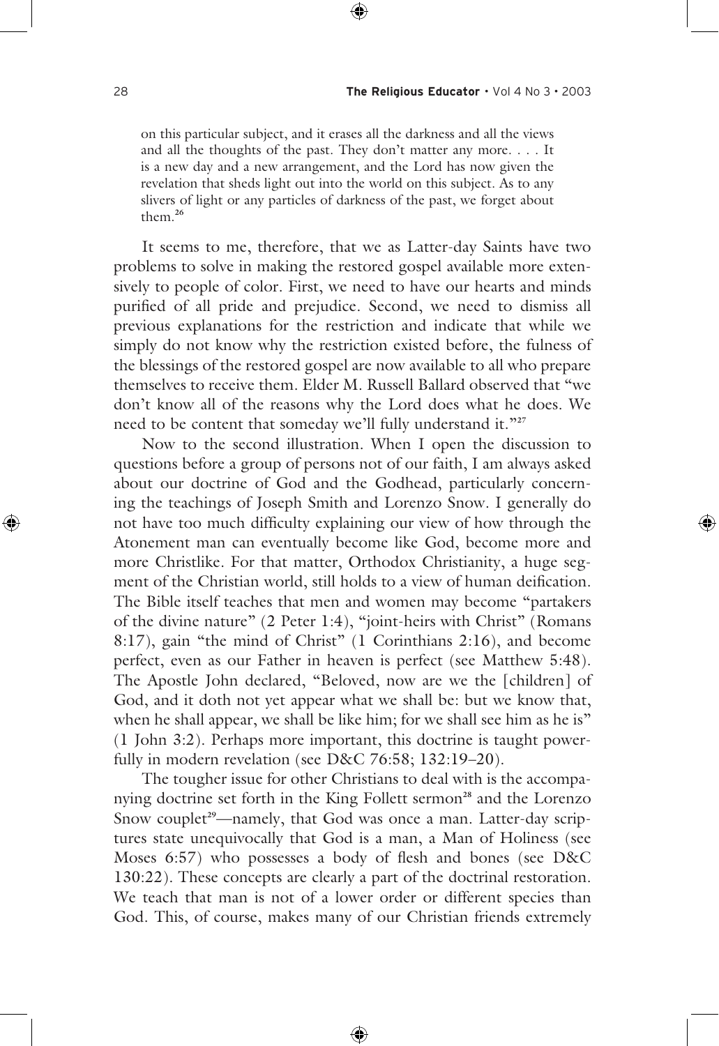on this particular subject, and it erases all the darkness and all the views and all the thoughts of the past. They don't matter any more. . . . It is a new day and a new arrangement, and the Lord has now given the revelation that sheds light out into the world on this subject. As to any slivers of light or any particles of darkness of the past, we forget about them.[26]

It seems to me, therefore, that we as Latter-day Saints have two problems to solve in making the restored gospel available more extensively to people of color. First, we need to have our hearts and minds purified of all pride and prejudice. Second, we need to dismiss all previous explanations for the restriction and indicate that while we simply do not know why the restriction existed before, the fulness of the blessings of the restored gospel are now available to all who prepare themselves to receive them. Elder M. Russell Ballard observed that "we don't know all of the reasons why the Lord does what he does. We need to be content that someday we'll fully understand it."[27]

Now to the second illustration. When I open the discussion to questions before a group of persons not of our faith, I am always asked about our doctrine of God and the Godhead, particularly concerning the teachings of Joseph Smith and Lorenzo Snow. I generally do not have too much difficulty explaining our view of how through the Atonement man can eventually become like God, become more and more Christlike. For that matter, Orthodox Christianity, a huge segment of the Christian world, still holds to a view of human deification. The Bible itself teaches that men and women may become "partakers of the divine nature" (2 Peter 1:4), "joint-heirs with Christ" (Romans 8:17), gain "the mind of Christ" (1 Corinthians 2:16), and become perfect, even as our Father in heaven is perfect (see Matthew 5:48). The Apostle John declared, "Beloved, now are we the [children] of God, and it doth not yet appear what we shall be: but we know that, when he shall appear, we shall be like him; for we shall see him as he is" (1 John 3:2). Perhaps more important, this doctrine is taught powerfully in modern revelation (see D&C 76:58; 132:19–20).

The tougher issue for other Christians to deal with is the accompanying doctrine set forth in the King Follett sermon[28] and the Lorenzo Snow couplet[29]—namely, that God was once a man. Latter-day scriptures state unequivocally that God is a man, a Man of Holiness (see Moses 6:57) who possesses a body of flesh and bones (see D&C 130:22). These concepts are clearly a part of the doctrinal restoration. We teach that man is not of a lower order or different species than God. This, of course, makes many of our Christian friends extremely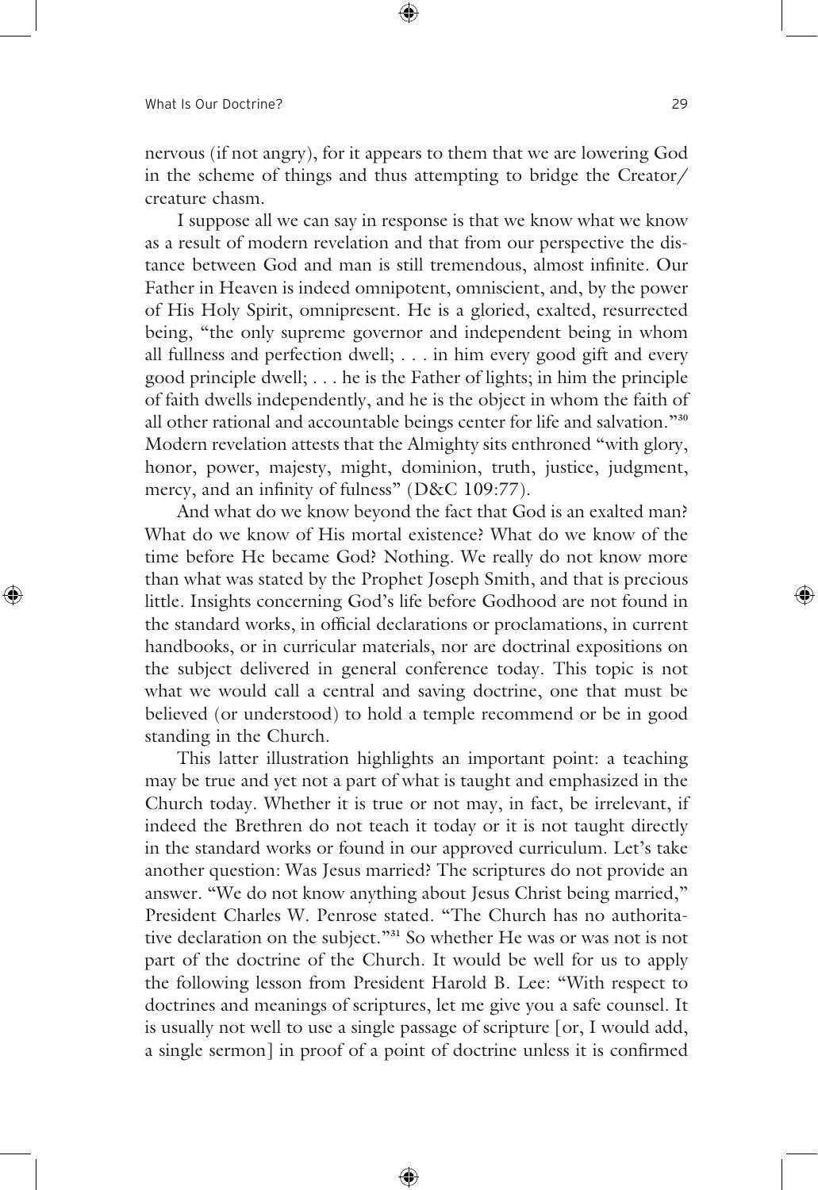nervous (if not angry), for it appears to them that we are lowering God in the scheme of things and thus attempting to bridge the Creator/creature chasm.

I suppose all we can say in response is that we know what we know as a result of modern revelation and that from our perspective the distance between God and man is still tremendous, almost infinite. Our Father in Heaven is indeed omnipotent, omniscient, and, by the power of His Holy Spirit, omnipresent. He is a gloried, exalted, resurrected being, "the only supreme governor and independent being in whom all fullness and perfection dwell; . . . in him every good gift and every good principle dwell; . . . he is the Father of lights; in him the principle of faith dwells independently, and he is the object in whom the faith of all other rational and accountable beings center for life and salvation."[30] Modern revelation attests that the Almighty sits enthroned "with glory, honor, power, majesty, might, dominion, truth, justice, judgment, mercy, and an infinity of fulness" (D&C 109:77).

And what do we know beyond the fact that God is an exalted man? What do we know of His mortal existence? What do we know of the time before He became God? Nothing. We really do not know more than what was stated by the Prophet Joseph Smith, and that is precious little. Insights concerning God's life before Godhood are not found in the standard works, in official declarations or proclamations, in current handbooks, or in curricular materials, nor are doctrinal expositions on the subject delivered in general conference today. This topic is not what we would call a central and saving doctrine, one that must be believed (or understood) to hold a temple recommend or be in good standing in the Church.

This latter illustration highlights an important point: a teaching may be true and yet not a part of what is taught and emphasized in the Church today. Whether it is true or not may, in fact, be irrelevant, if indeed the Brethren do not teach it today or it is not taught directly in the standard works or found in our approved curriculum. Let's take another question: Was Jesus married? The scriptures do not provide an answer. "We do not know anything about Jesus Christ being married," President Charles W. Penrose stated. "The Church has no authoritative declaration on the subject."[31] So whether He was or was not is not part of the doctrine of the Church. It would be well for us to apply the following lesson from President Harold B. Lee: "With respect to doctrines and meanings of scriptures, let me give you a safe counsel. It is usually not well to use a single passage of scripture [or, I would add, a single sermon] in proof of a point of doctrine unless it is confirmed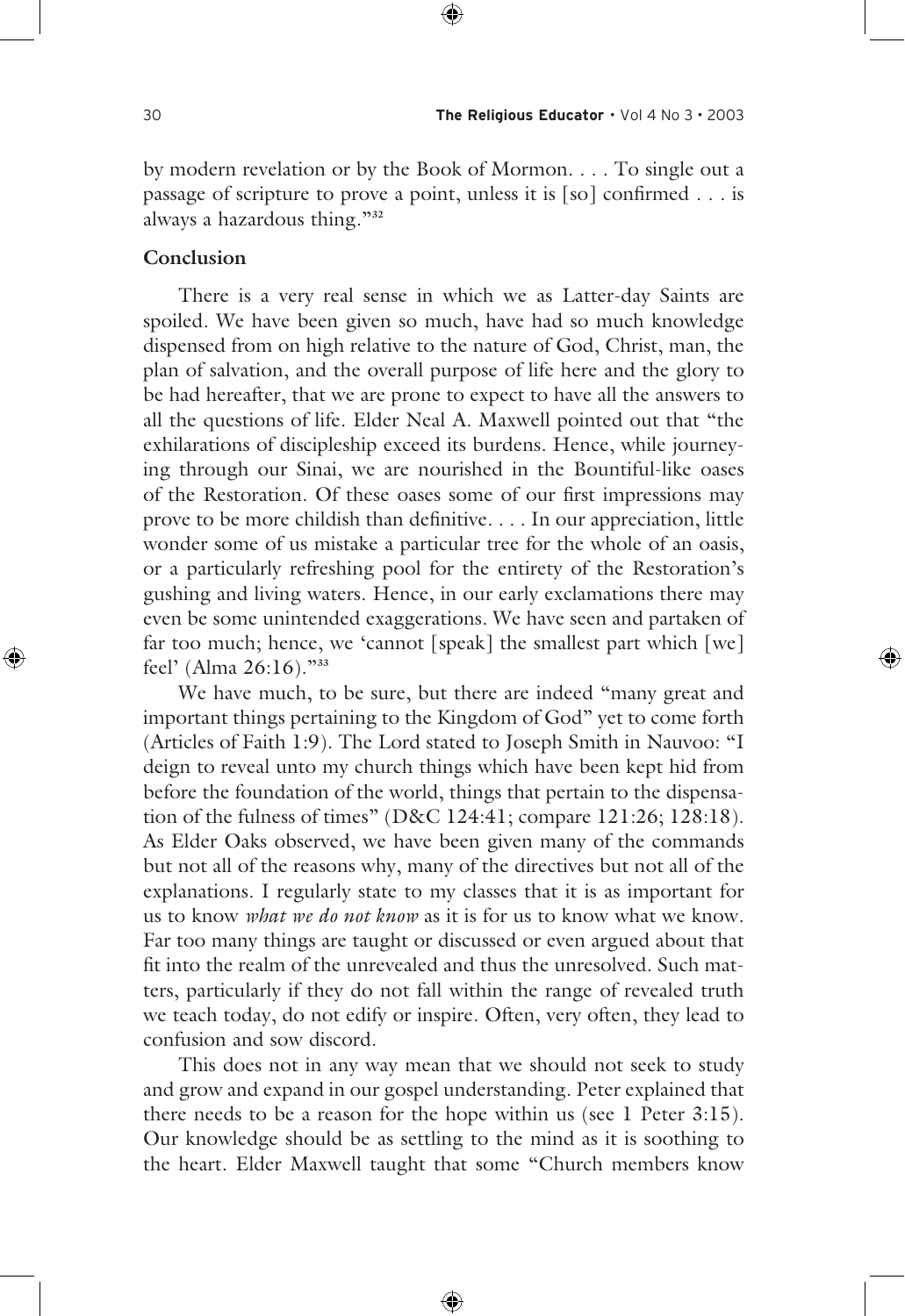by modern revelation or by the Book of Mormon. . . . To single out a passage of scripture to prove a point, unless it is [so] confirmed . . . is always a hazardous thing."[32]

## Conclusion

There is a very real sense in which we as Latter-day Saints are spoiled. We have been given so much, have had so much knowledge dispensed from on high relative to the nature of God, Christ, man, the plan of salvation, and the overall purpose of life here and the glory to be had hereafter, that we are prone to expect to have all the answers to all the questions of life. Elder Neal A. Maxwell pointed out that "the exhilarations of discipleship exceed its burdens. Hence, while journeying through our Sinai, we are nourished in the Bountiful-like oases of the Restoration. Of these oases some of our first impressions may prove to be more childish than definitive. . . . In our appreciation, little wonder some of us mistake a particular tree for the whole of an oasis, or a particularly refreshing pool for the entirety of the Restoration's gushing and living waters. Hence, in our early exclamations there may even be some unintended exaggerations. We have seen and partaken of far too much; hence, we 'cannot [speak] the smallest part which [we] feel' (Alma 26:16)."[33]

We have much, to be sure, but there are indeed "many great and important things pertaining to the Kingdom of God" yet to come forth (Articles of Faith 1:9). The Lord stated to Joseph Smith in Nauvoo: "I deign to reveal unto my church things which have been kept hid from before the foundation of the world, things that pertain to the dispensation of the fulness of times" (D&C 124:41; compare 121:26; 128:18). As Elder Oaks observed, we have been given many of the commands but not all of the reasons why, many of the directives but not all of the explanations. I regularly state to my classes that it is as important for us to know *what we do not know* as it is for us to know what we know. Far too many things are taught or discussed or even argued about that fit into the realm of the unrevealed and thus the unresolved. Such matters, particularly if they do not fall within the range of revealed truth we teach today, do not edify or inspire. Often, very often, they lead to confusion and sow discord.

This does not in any way mean that we should not seek to study and grow and expand in our gospel understanding. Peter explained that there needs to be a reason for the hope within us (see 1 Peter 3:15). Our knowledge should be as settling to the mind as it is soothing to the heart. Elder Maxwell taught that some "Church members know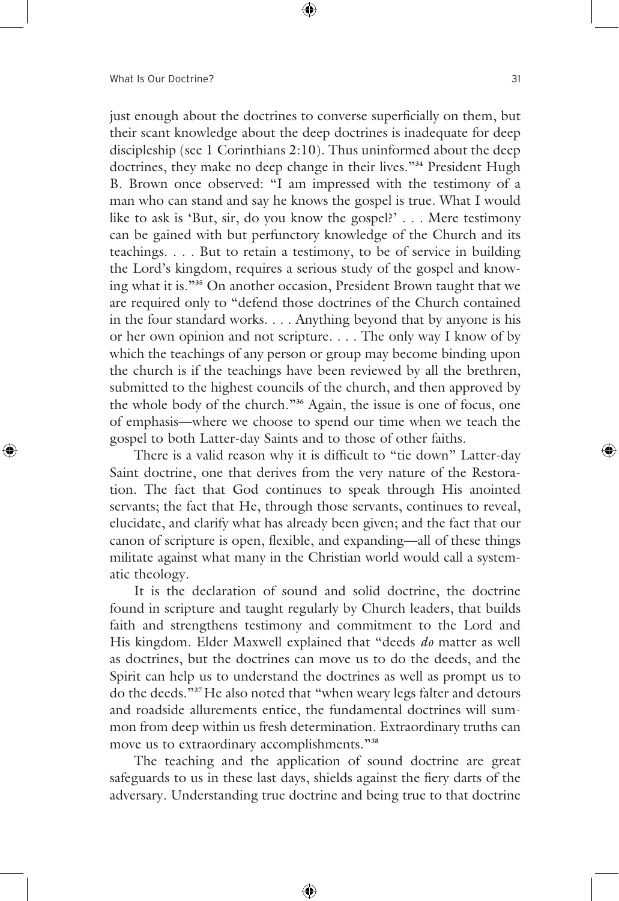just enough about the doctrines to converse superficially on them, but their scant knowledge about the deep doctrines is inadequate for deep discipleship (see 1 Corinthians 2:10). Thus uninformed about the deep doctrines, they make no deep change in their lives."[34] President Hugh B. Brown once observed: "I am impressed with the testimony of a man who can stand and say he knows the gospel is true. What I would like to ask is 'But, sir, do you know the gospel?' . . . Mere testimony can be gained with but perfunctory knowledge of the Church and its teachings. . . . But to retain a testimony, to be of service in building the Lord's kingdom, requires a serious study of the gospel and knowing what it is."[35] On another occasion, President Brown taught that we are required only to "defend those doctrines of the Church contained in the four standard works. . . . Anything beyond that by anyone is his or her own opinion and not scripture. . . . The only way I know of by which the teachings of any person or group may become binding upon the church is if the teachings have been reviewed by all the brethren, submitted to the highest councils of the church, and then approved by the whole body of the church."[36] Again, the issue is one of focus, one of emphasis—where we choose to spend our time when we teach the gospel to both Latter-day Saints and to those of other faiths.

There is a valid reason why it is difficult to "tie down" Latter-day Saint doctrine, one that derives from the very nature of the Restoration. The fact that God continues to speak through His anointed servants; the fact that He, through those servants, continues to reveal, elucidate, and clarify what has already been given; and the fact that our canon of scripture is open, flexible, and expanding—all of these things militate against what many in the Christian world would call a systematic theology.

It is the declaration of sound and solid doctrine, the doctrine found in scripture and taught regularly by Church leaders, that builds faith and strengthens testimony and commitment to the Lord and His kingdom. Elder Maxwell explained that "deeds *do* matter as well as doctrines, but the doctrines can move us to do the deeds, and the Spirit can help us to understand the doctrines as well as prompt us to do the deeds."[37] He also noted that "when weary legs falter and detours and roadside allurements entice, the fundamental doctrines will summon from deep within us fresh determination. Extraordinary truths can move us to extraordinary accomplishments."[38]

The teaching and the application of sound doctrine are great safeguards to us in these last days, shields against the fiery darts of the adversary. Understanding true doctrine and being true to that doctrine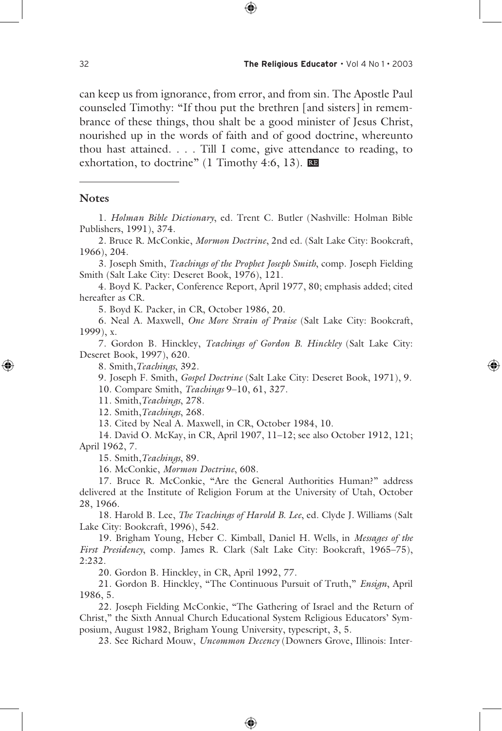can keep us from ignorance, from error, and from sin. The Apostle Paul counseled Timothy: "If thou put the brethren [and sisters] in remembrance of these things, thou shalt be a good minister of Jesus Christ, nourished up in the words of faith and of good doctrine, whereunto thou hast attained. . . . Till I come, give attendance to reading, to exhortation, to doctrine" (1 Timothy 4:6, 13).

## Notes

1. *Holman Bible Dictionary*, ed. Trent C. Butler (Nashville: Holman Bible Publishers, 1991), 374.

2. Bruce R. McConkie, *Mormon Doctrine*, 2nd ed. (Salt Lake City: Bookcraft, 1966), 204.

3. Joseph Smith, *Teachings of the Prophet Joseph Smith*, comp. Joseph Fielding Smith (Salt Lake City: Deseret Book, 1976), 121.

4. Boyd K. Packer, Conference Report, April 1977, 80; emphasis added; cited hereafter as CR.

5. Boyd K. Packer, in CR, October 1986, 20.

6. Neal A. Maxwell, *One More Strain of Praise* (Salt Lake City: Bookcraft, 1999), x.

7. Gordon B. Hinckley, *Teachings of Gordon B. Hinckley* (Salt Lake City: Deseret Book, 1997), 620.

8. Smith, *Teachings*, 392.

9. Joseph F. Smith, *Gospel Doctrine* (Salt Lake City: Deseret Book, 1971), 9.

10. Compare Smith, *Teachings* 9–10, 61, 327.

11. Smith, *Teachings*, 278.

12. Smith, *Teachings*, 268.

13. Cited by Neal A. Maxwell, in CR, October 1984, 10.

14. David O. McKay, in CR, April 1907, 11–12; see also October 1912, 121; April 1962, 7.

15. Smith, *Teachings*, 89.

16. McConkie, *Mormon Doctrine*, 608.

17. Bruce R. McConkie, "Are the General Authorities Human?" address delivered at the Institute of Religion Forum at the University of Utah, October 28, 1966.

18. Harold B. Lee, *The Teachings of Harold B. Lee*, ed. Clyde J. Williams (Salt Lake City: Bookcraft, 1996), 542.

19. Brigham Young, Heber C. Kimball, Daniel H. Wells, in *Messages of the First Presidency*, comp. James R. Clark (Salt Lake City: Bookcraft, 1965–75), 2:232.

20. Gordon B. Hinckley, in CR, April 1992, 77.

21. Gordon B. Hinckley, "The Continuous Pursuit of Truth," *Ensign*, April 1986, 5.

22. Joseph Fielding McConkie, "The Gathering of Israel and the Return of Christ," the Sixth Annual Church Educational System Religious Educators' Symposium, August 1982, Brigham Young University, typescript, 3, 5.

23. See Richard Mouw, *Uncommon Decency* (Downers Grove, Illinois: Inter-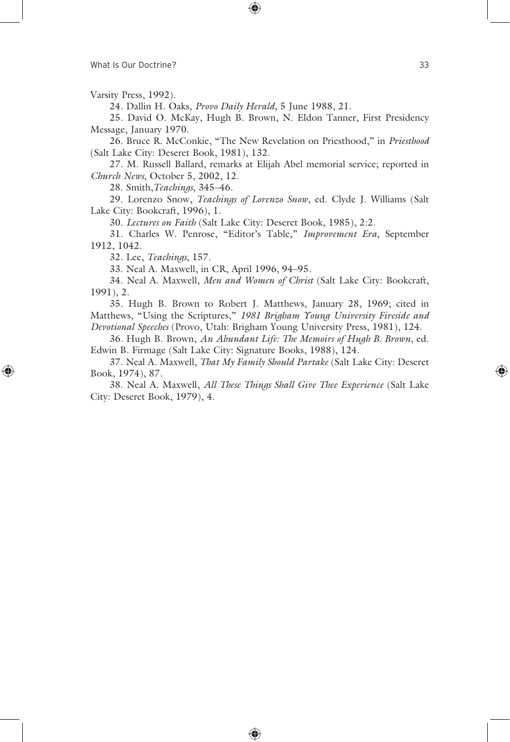Varsity Press, 1992).

24. Dallin H. Oaks, *Provo Daily Herald*, 5 June 1988, 21.

25. David O. McKay, Hugh B. Brown, N. Eldon Tanner, First Presidency Message, January 1970.

26. Bruce R. McConkie, "The New Revelation on Priesthood," in *Priesthood* (Salt Lake City: Deseret Book, 1981), 132.

27. M. Russell Ballard, remarks at Elijah Abel memorial service; reported in *Church News*, October 5, 2002, 12.

28. Smith, *Teachings*, 345–46.

29. Lorenzo Snow, *Teachings of Lorenzo Snow*, ed. Clyde J. Williams (Salt Lake City: Bookcraft, 1996), 1.

30. *Lectures on Faith* (Salt Lake City: Deseret Book, 1985), 2:2.

31. Charles W. Penrose, "Editor's Table," *Improvement Era*, September 1912, 1042.

32. Lee, *Teachings*, 157.

33. Neal A. Maxwell, in CR, April 1996, 94–95.

34. Neal A. Maxwell, *Men and Women of Christ* (Salt Lake City: Bookcraft, 1991), 2.

35. Hugh B. Brown to Robert J. Matthews, January 28, 1969; cited in Matthews, "Using the Scriptures," *1981 Brigham Young University Fireside and Devotional Speeches* (Provo, Utah: Brigham Young University Press, 1981), 124.

36. Hugh B. Brown, *An Abundant Life: The Memoirs of Hugh B. Brown*, ed. Edwin B. Firmage (Salt Lake City: Signature Books, 1988), 124.

37. Neal A. Maxwell, *That My Family Should Partake* (Salt Lake City: Deseret Book, 1974), 87.

38. Neal A. Maxwell, *All These Things Shall Give Thee Experience* (Salt Lake City: Deseret Book, 1979), 4.